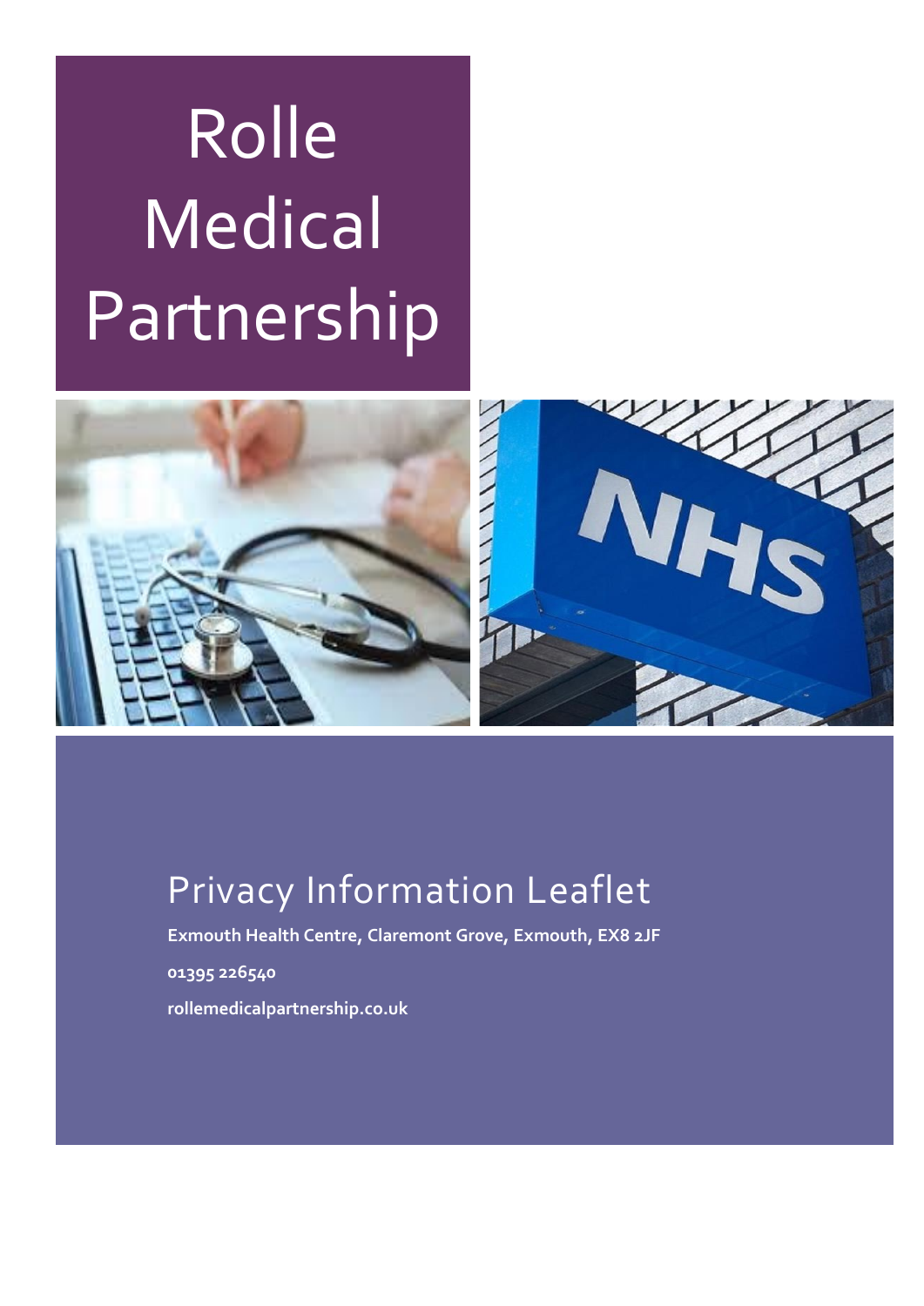# Rolle Medical Partnership

## Privacy Information Leaflet

**Exmouth Health Centre, Claremont Grove, Exmouth, EX8 2JF**

**01395 226540**

**rollemedicalpartnership.co.uk**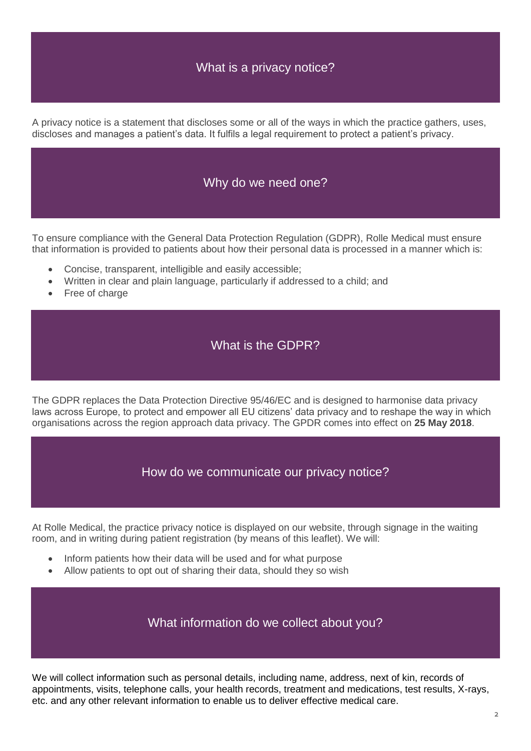## What is a privacy notice?

A privacy notice is a statement that discloses some or all of the ways in which the practice gathers, uses, discloses and manages a patient's data. It fulfils a legal requirement to protect a patient's privacy.

## Why do we need one?

To ensure compliance with the General Data Protection Regulation (GDPR), Rolle Medical must ensure that information is provided to patients about how their personal data is processed in a manner which is:

- Concise, transparent, intelligible and easily accessible;
- Written in clear and plain language, particularly if addressed to a child; and
- Free of charge

## What is the GDPR?

The GDPR replaces the Data Protection Directive 95/46/EC and is designed to harmonise data privacy laws across Europe, to protect and empower all EU citizens' data privacy and to reshape the way in which organisations across the region approach data privacy. The GPDR comes into effect on **25 May 2018**.

## How do we communicate our privacy notice?

At Rolle Medical, the practice privacy notice is displayed on our website, through signage in the waiting room, and in writing during patient registration (by means of this leaflet). We will:

- Inform patients how their data will be used and for what purpose
- Allow patients to opt out of sharing their data, should they so wish

## What information do we collect about you?

We will collect information such as personal details, including name, address, next of kin, records of appointments, visits, telephone calls, your health records, treatment and medications, test results, X-rays, etc. and any other relevant information to enable us to deliver effective medical care.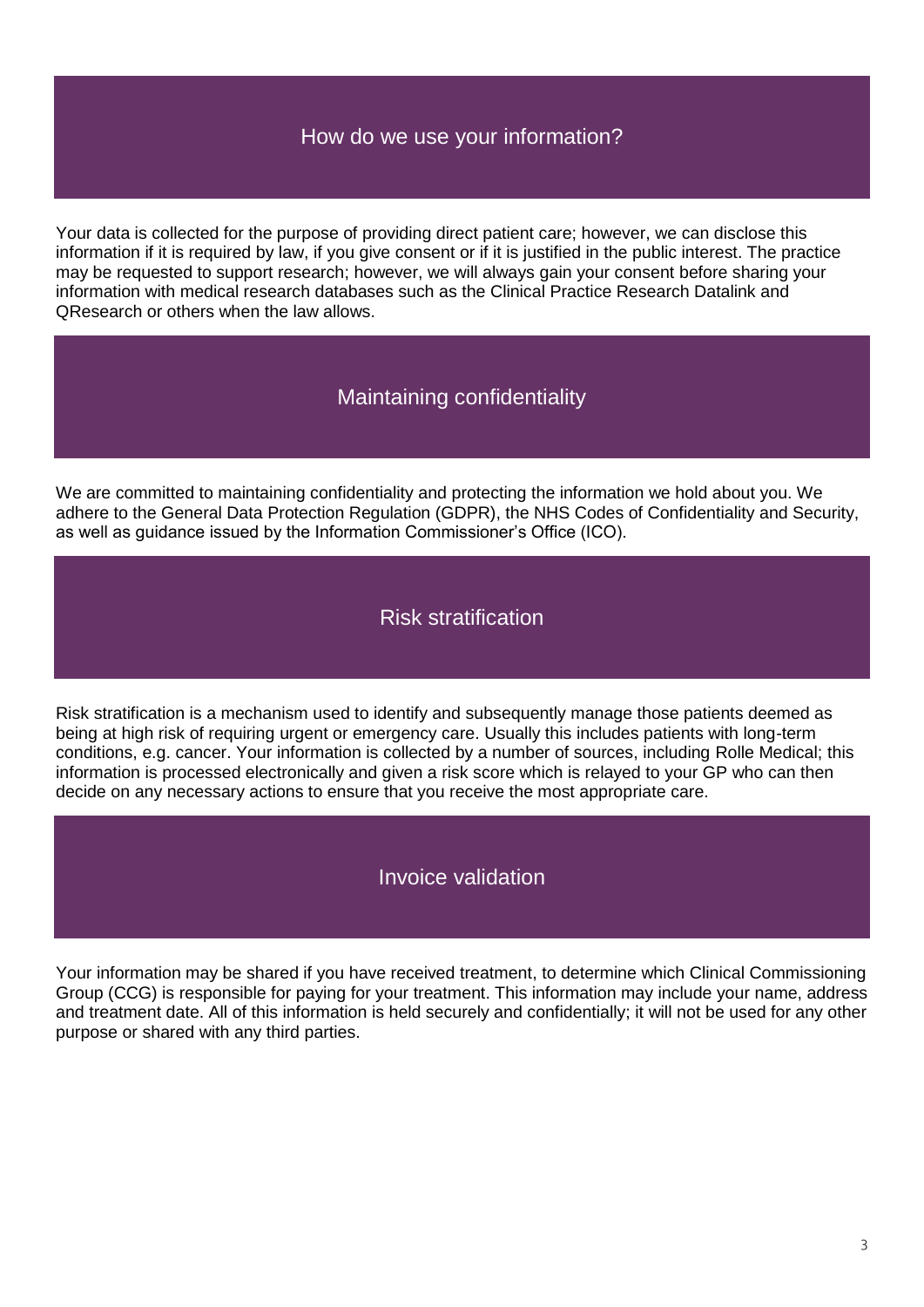## How do we use your information?

Your data is collected for the purpose of providing direct patient care; however, we can disclose this information if it is required by law, if you give consent or if it is justified in the public interest. The practice may be requested to support research; however, we will always gain your consent before sharing your information with medical research databases such as the Clinical Practice Research Datalink and QResearch or others when the law allows.

## Maintaining confidentiality

We are committed to maintaining confidentiality and protecting the information we hold about you. We adhere to the General Data Protection Regulation (GDPR), the NHS Codes of Confidentiality and Security, as well as guidance issued by the Information Commissioner's Office (ICO).

## Risk stratification

Risk stratification is a mechanism used to identify and subsequently manage those patients deemed as being at high risk of requiring urgent or emergency care. Usually this includes patients with long-term conditions, e.g. cancer. Your information is collected by a number of sources, including Rolle Medical; this information is processed electronically and given a risk score which is relayed to your GP who can then decide on any necessary actions to ensure that you receive the most appropriate care.

## Invoice validation

Your information may be shared if you have received treatment, to determine which Clinical Commissioning Group (CCG) is responsible for paying for your treatment. This information may include your name, address and treatment date. All of this information is held securely and confidentially; it will not be used for any other purpose or shared with any third parties.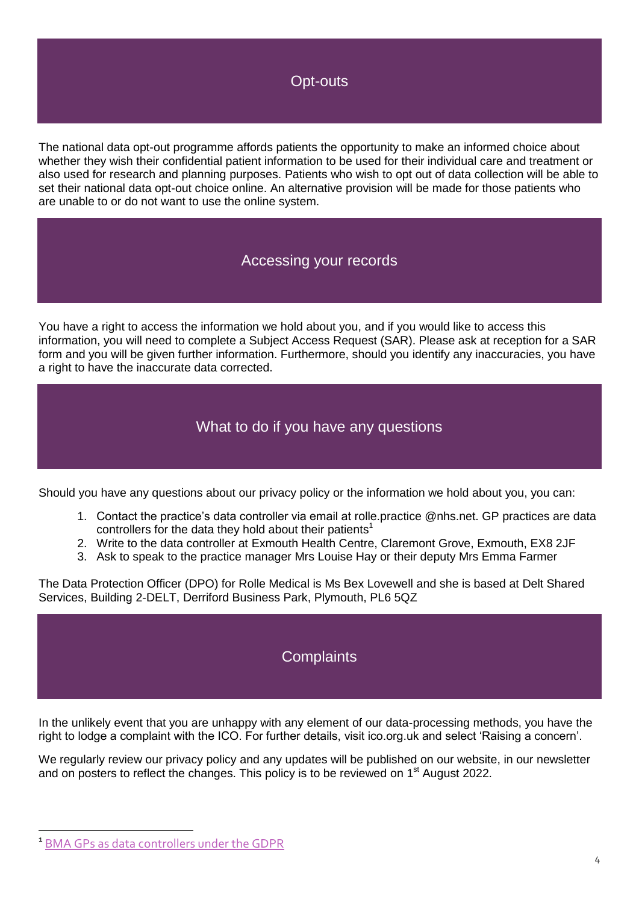## Opt-outs

The national data opt-out programme affords patients the opportunity to make an informed choice about whether they wish their confidential patient information to be used for their individual care and treatment or also used for research and planning purposes. Patients who wish to opt out of data collection will be able to set their national data opt-out choice online. An alternative provision will be made for those patients who are unable to or do not want to use the online system.

## Accessing your records

You have a right to access the information we hold about you, and if you would like to access this information, you will need to complete a Subject Access Request (SAR). Please ask at reception for a SAR form and you will be given further information. Furthermore, should you identify any inaccuracies, you have a right to have the inaccurate data corrected.

## What to do if you have any questions

Should you have any questions about our privacy policy or the information we hold about you, you can:

1. Contact the practice's data controller via email at rolle.practice @nhs.net. GP practices are data controllers for the data they hold about their patients[1]
2. Write to the data controller at Exmouth Health Centre, Claremont Grove, Exmouth, EX8 2JF
3. Ask to speak to the practice manager Mrs Louise Hay or their deputy Mrs Emma Farmer

The Data Protection Officer (DPO) for Rolle Medical is Ms Bex Lovewell and she is based at Delt Shared Services, Building 2-DELT, Derriford Business Park, Plymouth, PL6 5QZ

## Complaints

In the unlikely event that you are unhappy with any element of our data-processing methods, you have the right to lodge a complaint with the ICO. For further details, visit ico.org.uk and select 'Raising a concern'.

We regularly review our privacy policy and any updates will be published on our website, in our newsletter and on posters to reflect the changes. This policy is to be reviewed on 1st August 2022.

---

[1] BMA GPs as data controllers under the GDPR